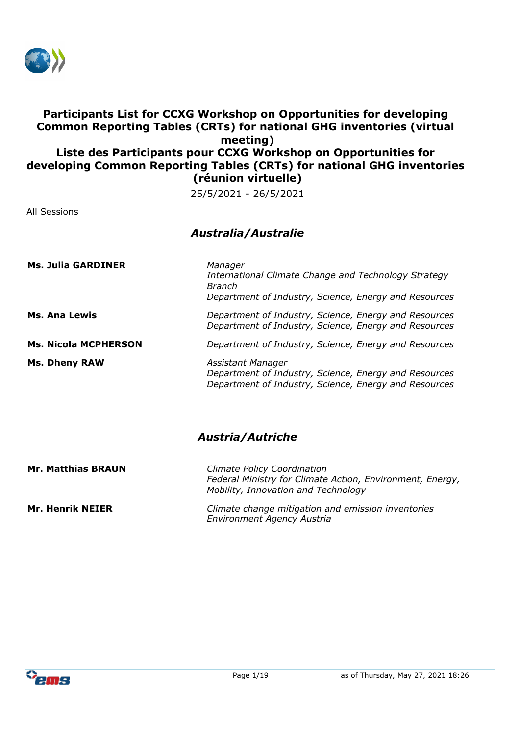# Participants List for CCXG Workshop on Opportunities for developing Common Reporting Tables (CRTs) for national GHG inventories (virtual meeting)

# Liste des Participants pour CCXG Workshop on Opportunities for developing Common Reporting Tables (CRTs) for national GHG inventories (réunion virtuelle)

25/5/2021 - 26/5/2021

All Sessions

## *Australia/Australie*

**Ms. Julia GARDINER**
*Manager*
*International Climate Change and Technology Strategy Branch*
*Department of Industry, Science, Energy and Resources*

**Ms. Ana Lewis**
*Department of Industry, Science, Energy and Resources*
*Department of Industry, Science, Energy and Resources*

**Ms. Nicola MCPHERSON**
*Department of Industry, Science, Energy and Resources*

**Ms. Dheny RAW**
*Assistant Manager*
*Department of Industry, Science, Energy and Resources*
*Department of Industry, Science, Energy and Resources*

## *Austria/Autriche*

**Mr. Matthias BRAUN**
*Climate Policy Coordination*
*Federal Ministry for Climate Action, Environment, Energy, Mobility, Innovation and Technology*

**Mr. Henrik NEIER**
*Climate change mitigation and emission inventories*
*Environment Agency Austria*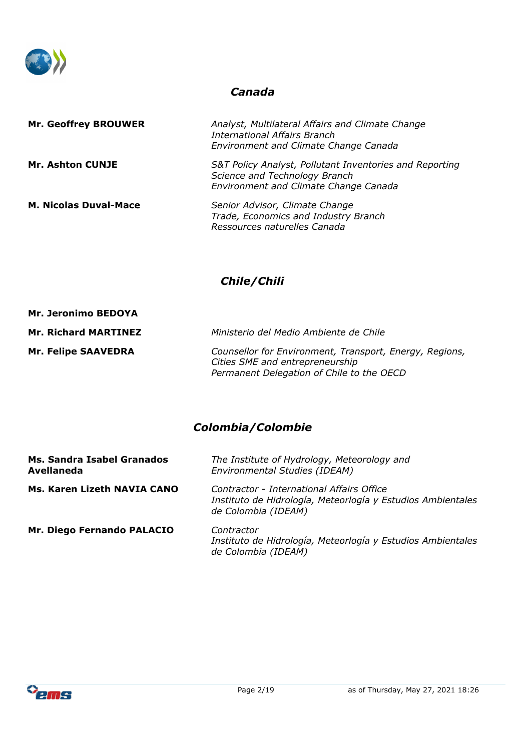## *Canada*

| | |
|---|---|
| **Mr. Geoffrey BROUWER** | *Analyst, Multilateral Affairs and Climate Change*<br>*International Affairs Branch*<br>*Environment and Climate Change Canada* |
| **Mr. Ashton CUNJE** | *S&T Policy Analyst, Pollutant Inventories and Reporting*<br>*Science and Technology Branch*<br>*Environment and Climate Change Canada* |
| **M. Nicolas Duval-Mace** | *Senior Advisor, Climate Change*<br>*Trade, Economics and Industry Branch*<br>*Ressources naturelles Canada* |

## *Chile/Chili*

| | |
|---|---|
| **Mr. Jeronimo BEDOYA** | |
| **Mr. Richard MARTINEZ** | *Ministerio del Medio Ambiente de Chile* |
| **Mr. Felipe SAAVEDRA** | *Counsellor for Environment, Transport, Energy, Regions, Cities SME and entrepreneurship*<br>*Permanent Delegation of Chile to the OECD* |

## *Colombia/Colombie*

| | |
|---|---|
| **Ms. Sandra Isabel Granados Avellaneda** | *The Institute of Hydrology, Meteorology and Environmental Studies (IDEAM)* |
| **Ms. Karen Lizeth NAVIA CANO** | *Contractor - International Affairs Office*<br>*Instituto de Hidrología, Meteorlogía y Estudios Ambientales de Colombia (IDEAM)* |
| **Mr. Diego Fernando PALACIO** | *Contractor*<br>*Instituto de Hidrología, Meteorlogía y Estudios Ambientales de Colombia (IDEAM)* |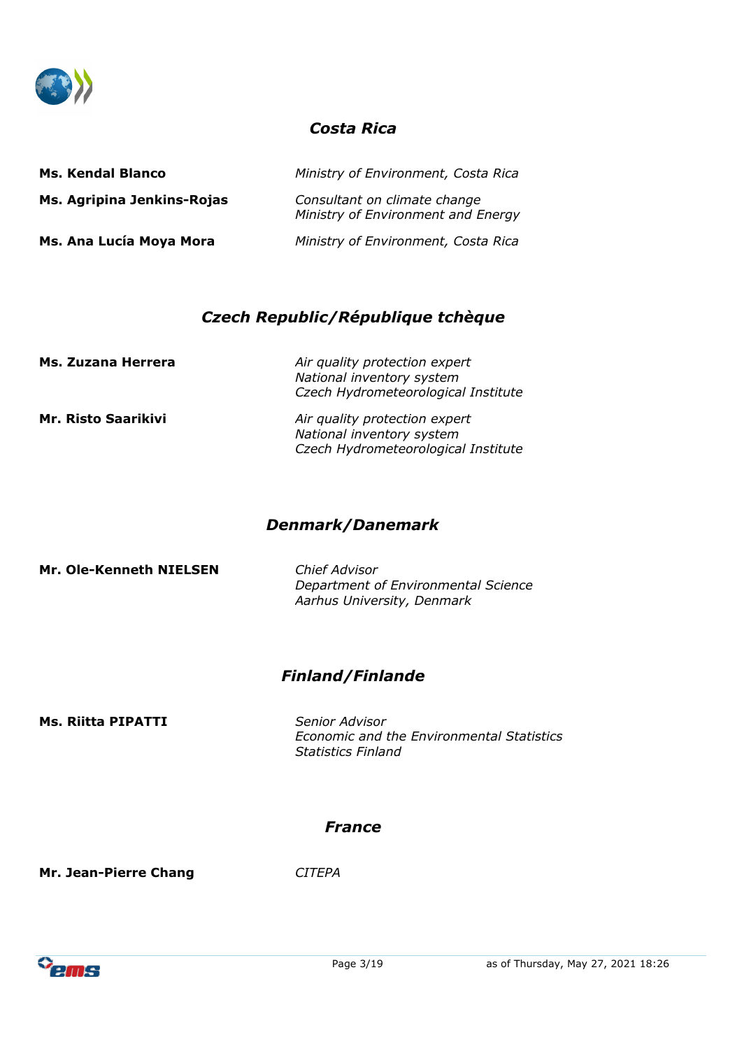## *Costa Rica*

**Ms. Kendal Blanco**
*Ministry of Environment, Costa Rica*

**Ms. Agripina Jenkins-Rojas**
*Consultant on climate change*
*Ministry of Environment and Energy*

**Ms. Ana Lucía Moya Mora**
*Ministry of Environment, Costa Rica*

## *Czech Republic/République tchèque*

**Ms. Zuzana Herrera**
*Air quality protection expert*
*National inventory system*
*Czech Hydrometeorological Institute*

**Mr. Risto Saarikivi**
*Air quality protection expert*
*National inventory system*
*Czech Hydrometeorological Institute*

## *Denmark/Danemark*

**Mr. Ole-Kenneth NIELSEN**
*Chief Advisor*
*Department of Environmental Science*
*Aarhus University, Denmark*

## *Finland/Finlande*

**Ms. Riitta PIPATTI**
*Senior Advisor*
*Economic and the Environmental Statistics*
*Statistics Finland*

## *France*

**Mr. Jean-Pierre Chang**
*CITEPA*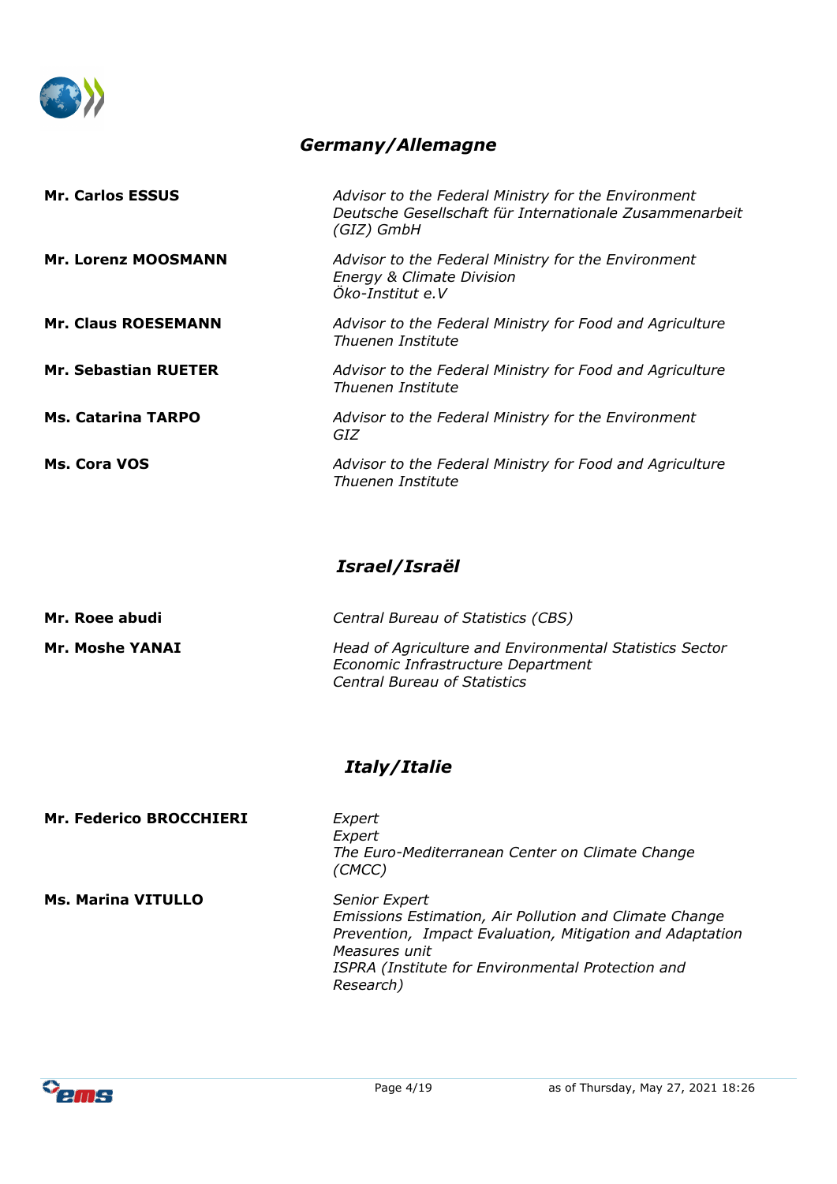## *Germany/Allemagne*

**Mr. Carlos ESSUS**
*Advisor to the Federal Ministry for the Environment*
*Deutsche Gesellschaft für Internationale Zusammenarbeit (GIZ) GmbH*

**Mr. Lorenz MOOSMANN**
*Advisor to the Federal Ministry for the Environment*
*Energy & Climate Division*
*Öko-Institut e.V*

**Mr. Claus ROESEMANN**
*Advisor to the Federal Ministry for Food and Agriculture*
*Thuenen Institute*

**Mr. Sebastian RUETER**
*Advisor to the Federal Ministry for Food and Agriculture*
*Thuenen Institute*

**Ms. Catarina TARPO**
*Advisor to the Federal Ministry for the Environment*
*GIZ*

**Ms. Cora VOS**
*Advisor to the Federal Ministry for Food and Agriculture*
*Thuenen Institute*

## *Israel/Israël*

**Mr. Roee abudi**
*Central Bureau of Statistics (CBS)*

**Mr. Moshe YANAI**
*Head of Agriculture and Environmental Statistics Sector*
*Economic Infrastructure Department*
*Central Bureau of Statistics*

## *Italy/Italie*

**Mr. Federico BROCCHIERI**
*Expert*
*Expert*
*The Euro-Mediterranean Center on Climate Change (CMCC)*

**Ms. Marina VITULLO**
*Senior Expert*
*Emissions Estimation, Air Pollution and Climate Change Prevention, Impact Evaluation, Mitigation and Adaptation Measures unit*
*ISPRA (Institute for Environmental Protection and Research)*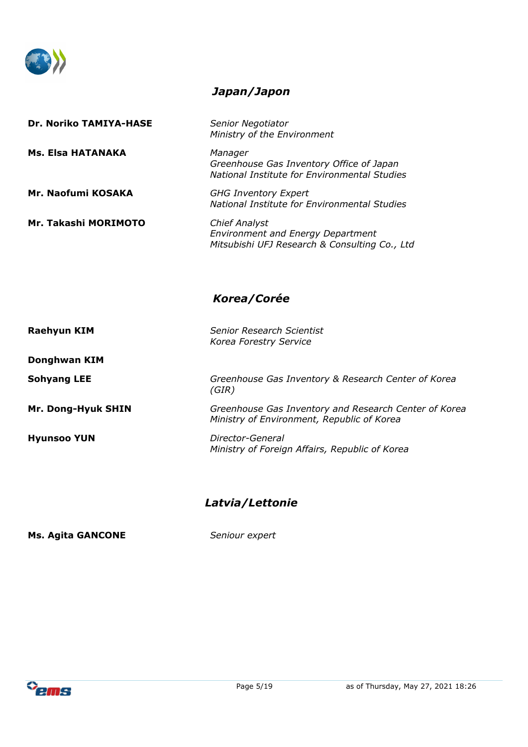## *Japan/Japon*

| | |
|---|---|
| **Dr. Noriko TAMIYA-HASE** | *Senior Negotiator*<br>*Ministry of the Environment* |
| **Ms. Elsa HATANAKA** | *Manager*<br>*Greenhouse Gas Inventory Office of Japan*<br>*National Institute for Environmental Studies* |
| **Mr. Naofumi KOSAKA** | *GHG Inventory Expert*<br>*National Institute for Environmental Studies* |
| **Mr. Takashi MORIMOTO** | *Chief Analyst*<br>*Environment and Energy Department*<br>*Mitsubishi UFJ Research & Consulting Co., Ltd* |

## *Korea/Corée*

| | |
|---|---|
| **Raehyun KIM** | *Senior Research Scientist*<br>*Korea Forestry Service* |
| **Donghwan KIM** | |
| **Sohyang LEE** | *Greenhouse Gas Inventory & Research Center of Korea (GIR)* |
| **Mr. Dong-Hyuk SHIN** | *Greenhouse Gas Inventory and Research Center of Korea*<br>*Ministry of Environment, Republic of Korea* |
| **Hyunsoo YUN** | *Director-General*<br>*Ministry of Foreign Affairs, Republic of Korea* |

## *Latvia/Lettonie*

| | |
|---|---|
| **Ms. Agita GANCONE** | *Seniour expert* |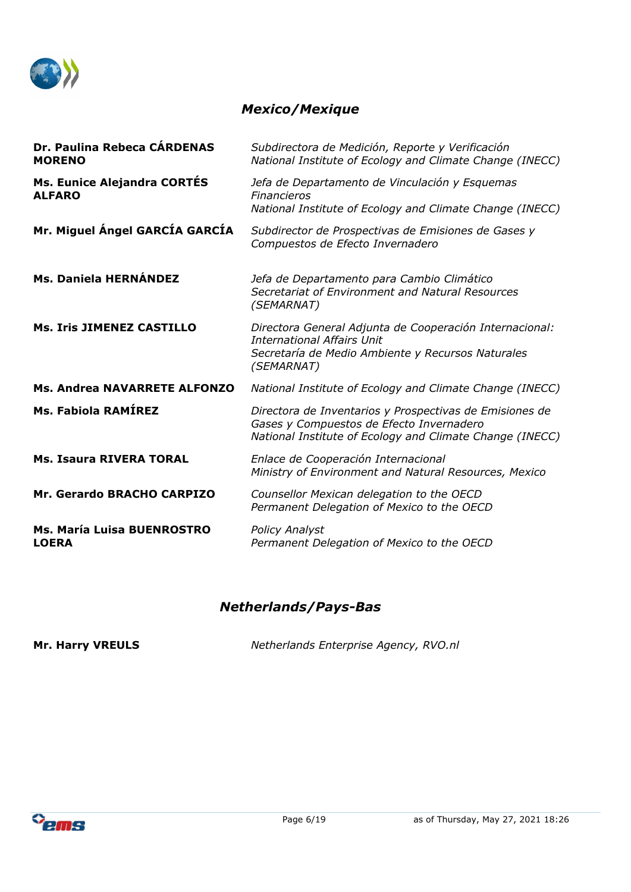## *Mexico/Mexique*

| | |
|---|---|
| **Dr. Paulina Rebeca CÁRDENAS MORENO** | *Subdirectora de Medición, Reporte y Verificación*<br>*National Institute of Ecology and Climate Change (INECC)* |
| **Ms. Eunice Alejandra CORTÉS ALFARO** | *Jefa de Departamento de Vinculación y Esquemas Financieros*<br>*National Institute of Ecology and Climate Change (INECC)* |
| **Mr. Miguel Ángel GARCÍA GARCÍA** | *Subdirector de Prospectivas de Emisiones de Gases y Compuestos de Efecto Invernadero* |
| **Ms. Daniela HERNÁNDEZ** | *Jefa de Departamento para Cambio Climático*<br>*Secretariat of Environment and Natural Resources (SEMARNAT)* |
| **Ms. Iris JIMENEZ CASTILLO** | *Directora General Adjunta de Cooperación Internacional: International Affairs Unit*<br>*Secretaría de Medio Ambiente y Recursos Naturales (SEMARNAT)* |
| **Ms. Andrea NAVARRETE ALFONZO** | *National Institute of Ecology and Climate Change (INECC)* |
| **Ms. Fabiola RAMÍREZ** | *Directora de Inventarios y Prospectivas de Emisiones de Gases y Compuestos de Efecto Invernadero*<br>*National Institute of Ecology and Climate Change (INECC)* |
| **Ms. Isaura RIVERA TORAL** | *Enlace de Cooperación Internacional*<br>*Ministry of Environment and Natural Resources, Mexico* |
| **Mr. Gerardo BRACHO CARPIZO** | *Counsellor Mexican delegation to the OECD*<br>*Permanent Delegation of Mexico to the OECD* |
| **Ms. María Luisa BUENROSTRO LOERA** | *Policy Analyst*<br>*Permanent Delegation of Mexico to the OECD* |

## *Netherlands/Pays-Bas*

| | |
|---|---|
| **Mr. Harry VREULS** | *Netherlands Enterprise Agency, RVO.nl* |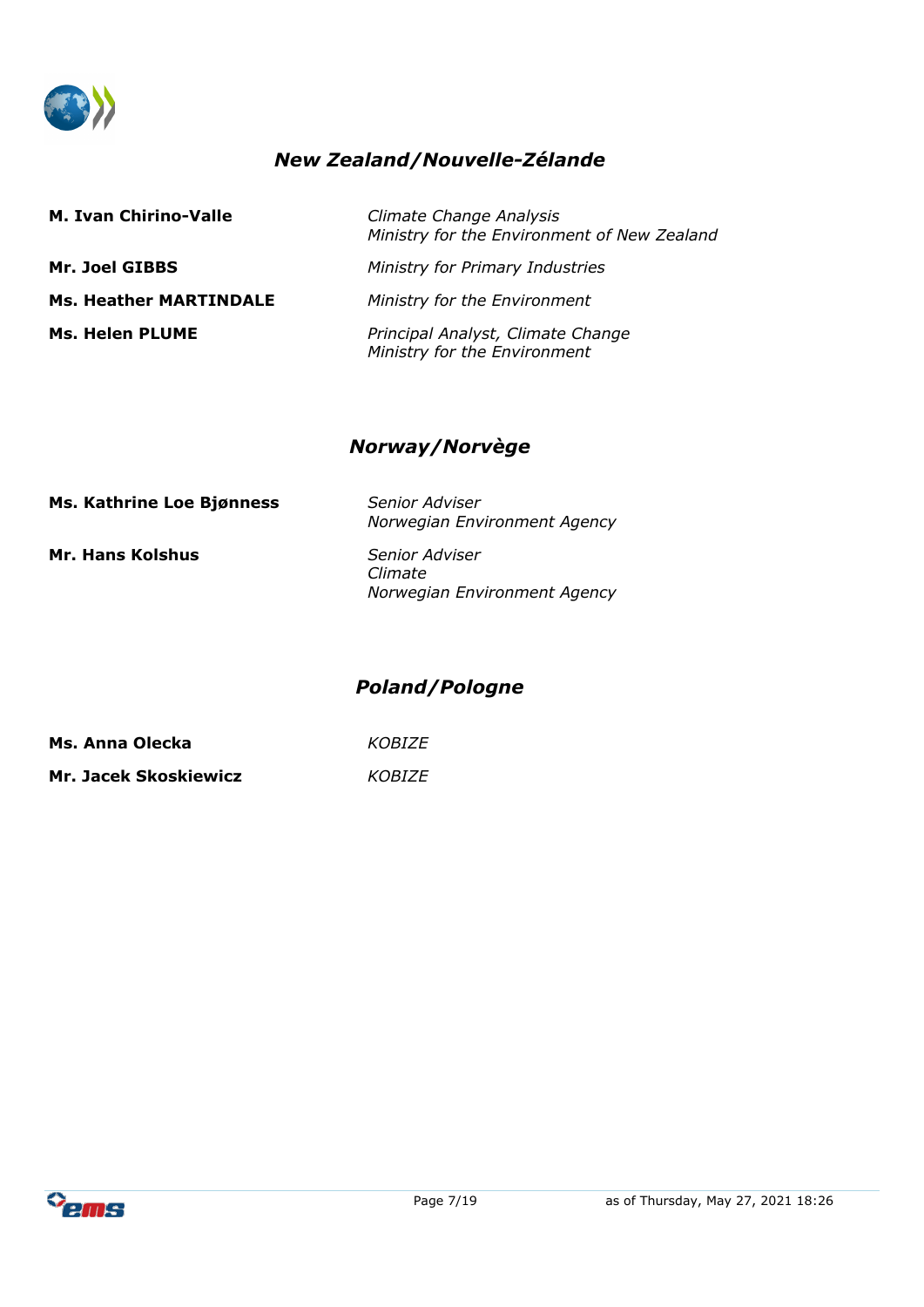## *New Zealand/Nouvelle-Zélande*

**M. Ivan Chirino-Valle** — *Climate Change Analysis*
*Ministry for the Environment of New Zealand*

**Mr. Joel GIBBS** — *Ministry for Primary Industries*

**Ms. Heather MARTINDALE** — *Ministry for the Environment*

**Ms. Helen PLUME** — *Principal Analyst, Climate Change*
*Ministry for the Environment*

## *Norway/Norvège*

**Ms. Kathrine Loe Bjønness** — *Senior Adviser*
*Norwegian Environment Agency*

**Mr. Hans Kolshus** — *Senior Adviser*
*Climate*
*Norwegian Environment Agency*

## *Poland/Pologne*

**Ms. Anna Olecka** — *KOBIZE*

**Mr. Jacek Skoskiewicz** — *KOBIZE*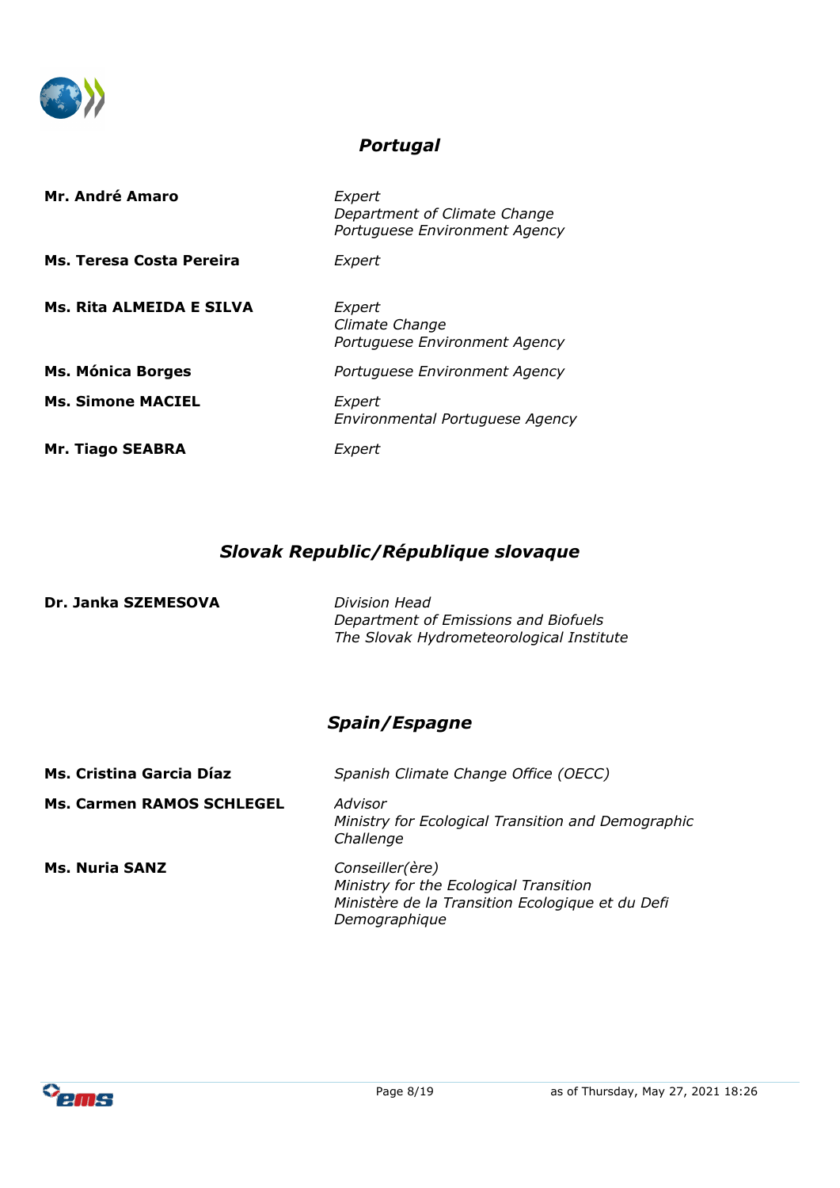## *Portugal*

| | |
|---|---|
| **Mr. André Amaro** | *Expert*<br>*Department of Climate Change*<br>*Portuguese Environment Agency* |
| **Ms. Teresa Costa Pereira** | *Expert* |
| **Ms. Rita ALMEIDA E SILVA** | *Expert*<br>*Climate Change*<br>*Portuguese Environment Agency* |
| **Ms. Mónica Borges** | *Portuguese Environment Agency* |
| **Ms. Simone MACIEL** | *Expert*<br>*Environmental Portuguese Agency* |
| **Mr. Tiago SEABRA** | *Expert* |

## *Slovak Republic/République slovaque*

| | |
|---|---|
| **Dr. Janka SZEMESOVA** | *Division Head*<br>*Department of Emissions and Biofuels*<br>*The Slovak Hydrometeorological Institute* |

## *Spain/Espagne*

| | |
|---|---|
| **Ms. Cristina Garcia Díaz** | *Spanish Climate Change Office (OECC)* |
| **Ms. Carmen RAMOS SCHLEGEL** | *Advisor*<br>*Ministry for Ecological Transition and Demographic Challenge* |
| **Ms. Nuria SANZ** | *Conseiller(ère)*<br>*Ministry for the Ecological Transition*<br>*Ministère de la Transition Ecologique et du Defi Demographique* |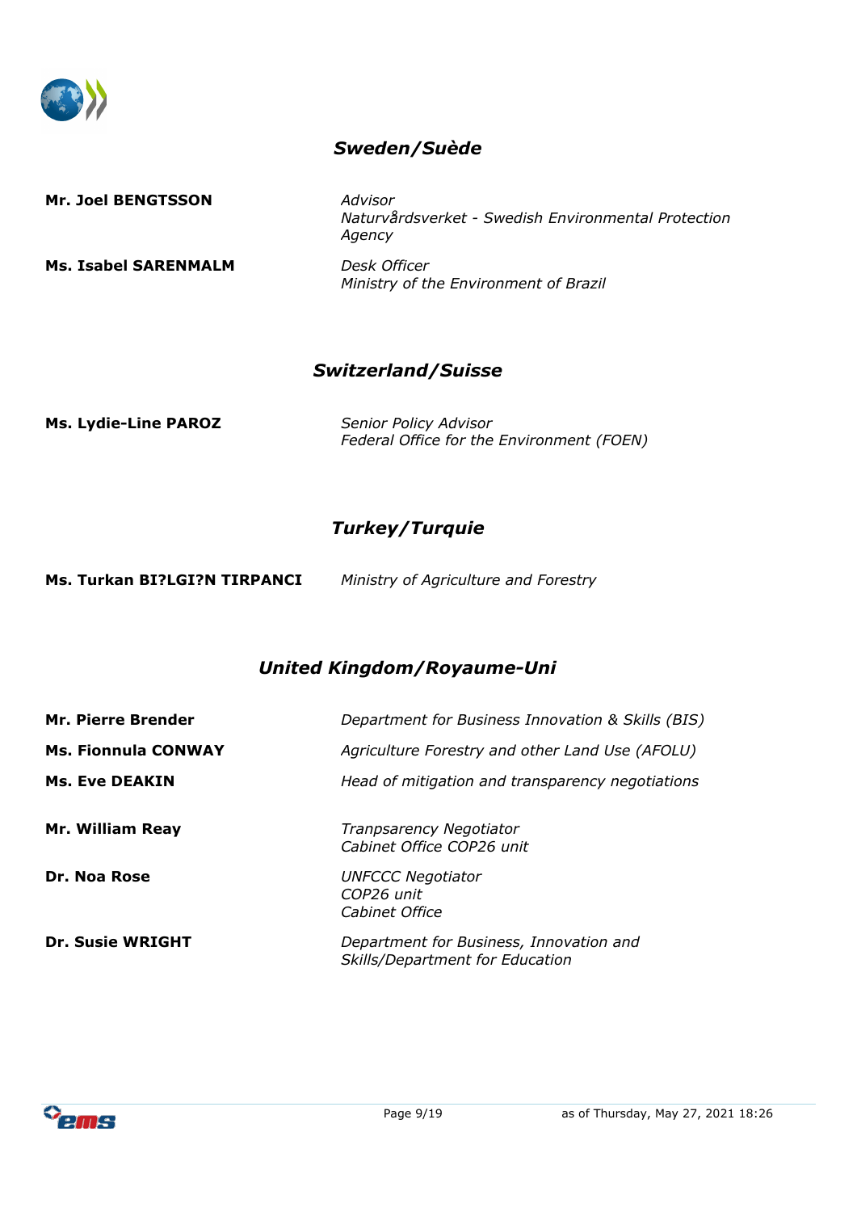## *Sweden/Suède*

**Mr. Joel BENGTSSON** — *Advisor*
*Naturvårdsverket - Swedish Environmental Protection Agency*

**Ms. Isabel SARENMALM** — *Desk Officer*
*Ministry of the Environment of Brazil*

## *Switzerland/Suisse*

**Ms. Lydie-Line PAROZ** — *Senior Policy Advisor*
*Federal Office for the Environment (FOEN)*

## *Turkey/Turquie*

**Ms. Turkan BI?LGI?N TIRPANCI** — *Ministry of Agriculture and Forestry*

## *United Kingdom/Royaume-Uni*

**Mr. Pierre Brender** — *Department for Business Innovation & Skills (BIS)*

**Ms. Fionnula CONWAY** — *Agriculture Forestry and other Land Use (AFOLU)*

**Ms. Eve DEAKIN** — *Head of mitigation and transparency negotiations*

**Mr. William Reay** — *Tranpsarency Negotiator*
*Cabinet Office COP26 unit*

**Dr. Noa Rose** — *UNFCCC Negotiator*
*COP26 unit*
*Cabinet Office*

**Dr. Susie WRIGHT** — *Department for Business, Innovation and Skills/Department for Education*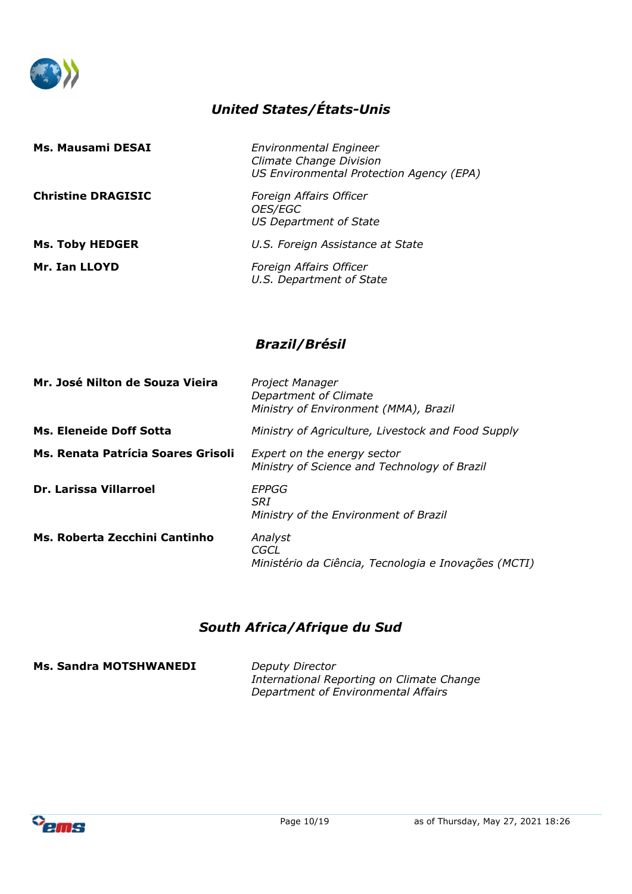## *United States/États-Unis*

| | |
|---|---|
| **Ms. Mausami DESAI** | *Environmental Engineer*<br>*Climate Change Division*<br>*US Environmental Protection Agency (EPA)* |
| **Christine DRAGISIC** | *Foreign Affairs Officer*<br>*OES/EGC*<br>*US Department of State* |
| **Ms. Toby HEDGER** | *U.S. Foreign Assistance at State* |
| **Mr. Ian LLOYD** | *Foreign Affairs Officer*<br>*U.S. Department of State* |

## *Brazil/Brésil*

| | |
|---|---|
| **Mr. José Nilton de Souza Vieira** | *Project Manager*<br>*Department of Climate*<br>*Ministry of Environment (MMA), Brazil* |
| **Ms. Eleneide Doff Sotta** | *Ministry of Agriculture, Livestock and Food Supply* |
| **Ms. Renata Patrícia Soares Grisoli** | *Expert on the energy sector*<br>*Ministry of Science and Technology of Brazil* |
| **Dr. Larissa Villarroel** | *EPPGG*<br>*SRI*<br>*Ministry of the Environment of Brazil* |
| **Ms. Roberta Zecchini Cantinho** | *Analyst*<br>*CGCL*<br>*Ministério da Ciência, Tecnologia e Inovações (MCTI)* |

## *South Africa/Afrique du Sud*

| | |
|---|---|
| **Ms. Sandra MOTSHWANEDI** | *Deputy Director*<br>*International Reporting on Climate Change*<br>*Department of Environmental Affairs* |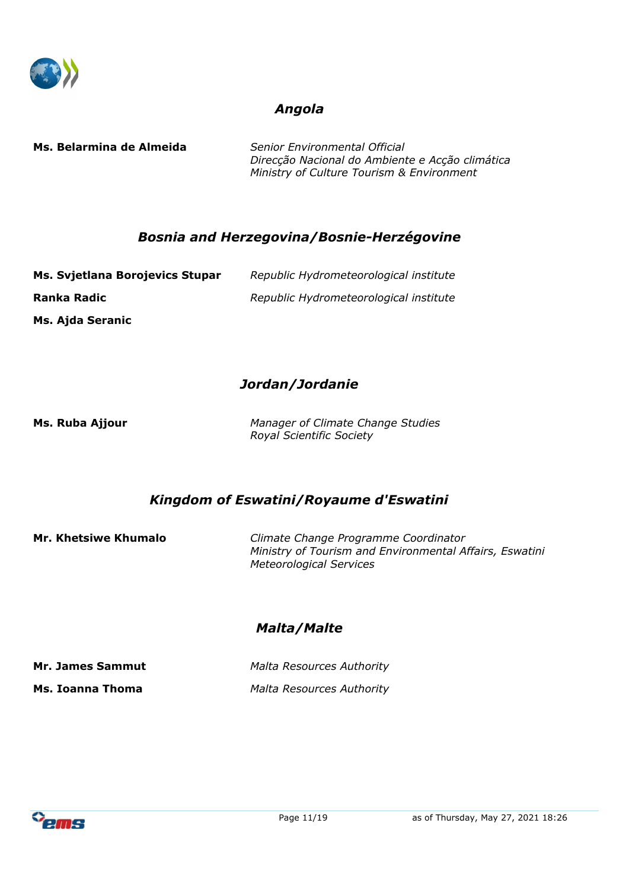## *Angola*

**Ms. Belarmina de Almeida** — *Senior Environmental Official*
*Direcção Nacional do Ambiente e Acção climática*
*Ministry of Culture Tourism & Environment*

## *Bosnia and Herzegovina/Bosnie-Herzégovine*

**Ms. Svjetlana Borojevics Stupar** — *Republic Hydrometeorological institute*

**Ranka Radic** — *Republic Hydrometeorological institute*

**Ms. Ajda Seranic**

## *Jordan/Jordanie*

**Ms. Ruba Ajjour** — *Manager of Climate Change Studies*
*Royal Scientific Society*

## *Kingdom of Eswatini/Royaume d'Eswatini*

**Mr. Khetsiwe Khumalo** — *Climate Change Programme Coordinator*
*Ministry of Tourism and Environmental Affairs, Eswatini Meteorological Services*

## *Malta/Malte*

**Mr. James Sammut** — *Malta Resources Authority*

**Ms. Ioanna Thoma** — *Malta Resources Authority*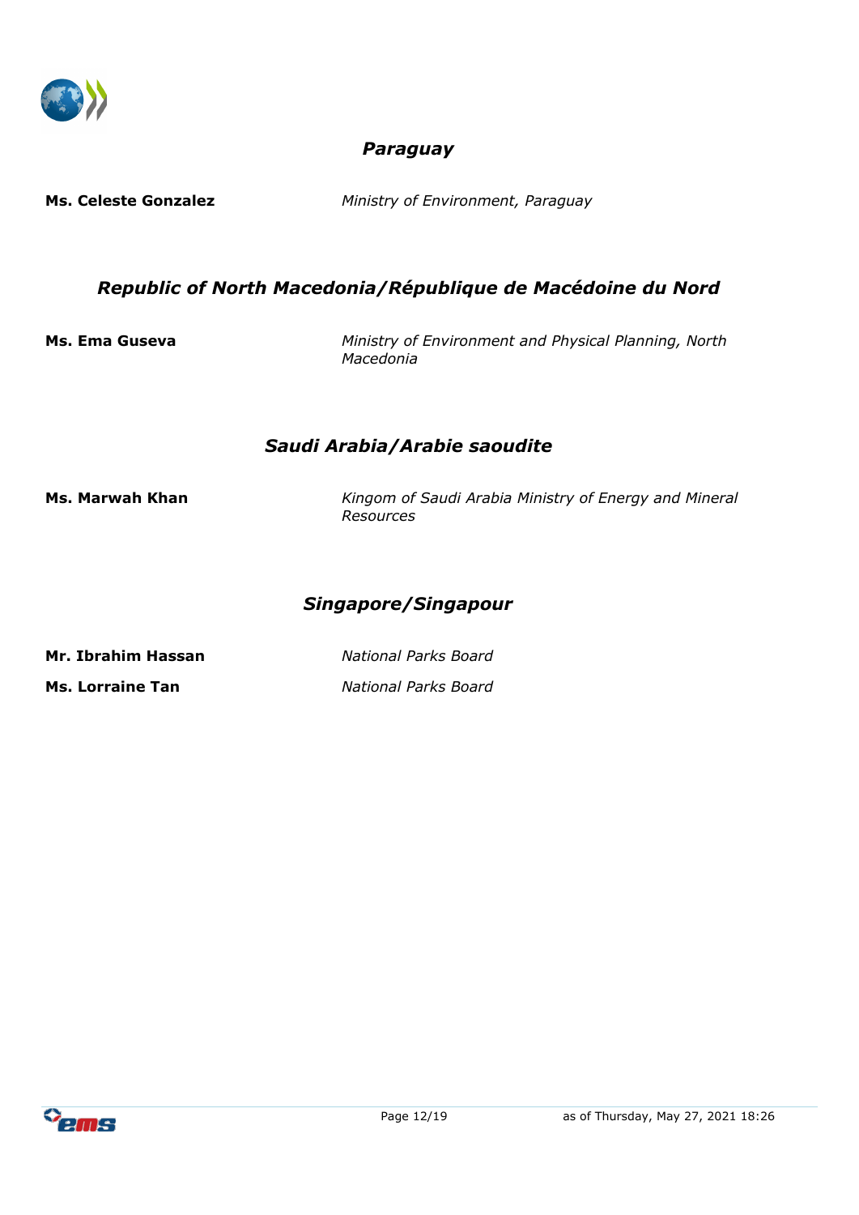## *Paraguay*

**Ms. Celeste Gonzalez** — *Ministry of Environment, Paraguay*

## *Republic of North Macedonia/République de Macédoine du Nord*

**Ms. Ema Guseva** — *Ministry of Environment and Physical Planning, North Macedonia*

## *Saudi Arabia/Arabie saoudite*

**Ms. Marwah Khan** — *Kingom of Saudi Arabia Ministry of Energy and Mineral Resources*

## *Singapore/Singapour*

**Mr. Ibrahim Hassan** — *National Parks Board*

**Ms. Lorraine Tan** — *National Parks Board*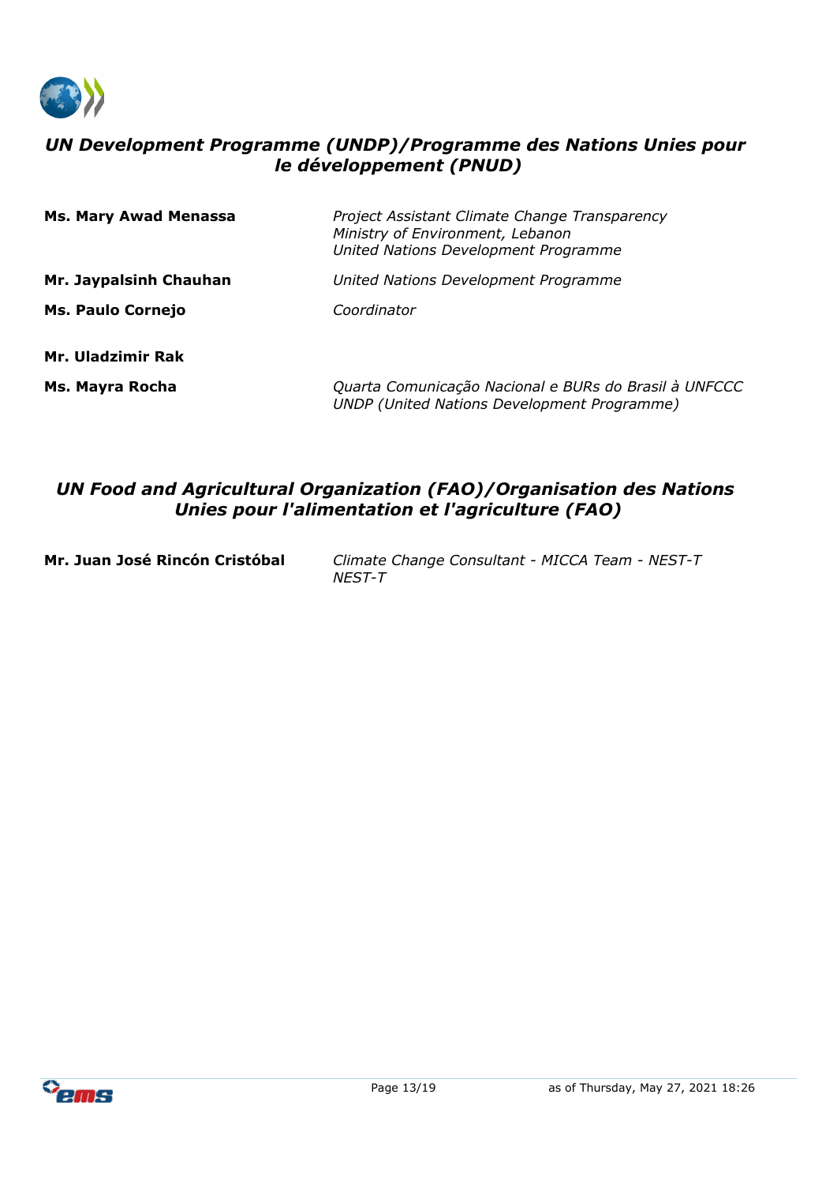## *UN Development Programme (UNDP)/Programme des Nations Unies pour le développement (PNUD)*

| | |
|---|---|
| **Ms. Mary Awad Menassa** | *Project Assistant Climate Change Transparency*<br>*Ministry of Environment, Lebanon*<br>*United Nations Development Programme* |
| **Mr. Jaypalsinh Chauhan** | *United Nations Development Programme* |
| **Ms. Paulo Cornejo** | *Coordinator* |
| **Mr. Uladzimir Rak** | |
| **Ms. Mayra Rocha** | *Quarta Comunicação Nacional e BURs do Brasil à UNFCCC*<br>*UNDP (United Nations Development Programme)* |

## *UN Food and Agricultural Organization (FAO)/Organisation des Nations Unies pour l'alimentation et l'agriculture (FAO)*

| | |
|---|---|
| **Mr. Juan José Rincón Cristóbal** | *Climate Change Consultant - MICCA Team - NEST-T*<br>*NEST-T* |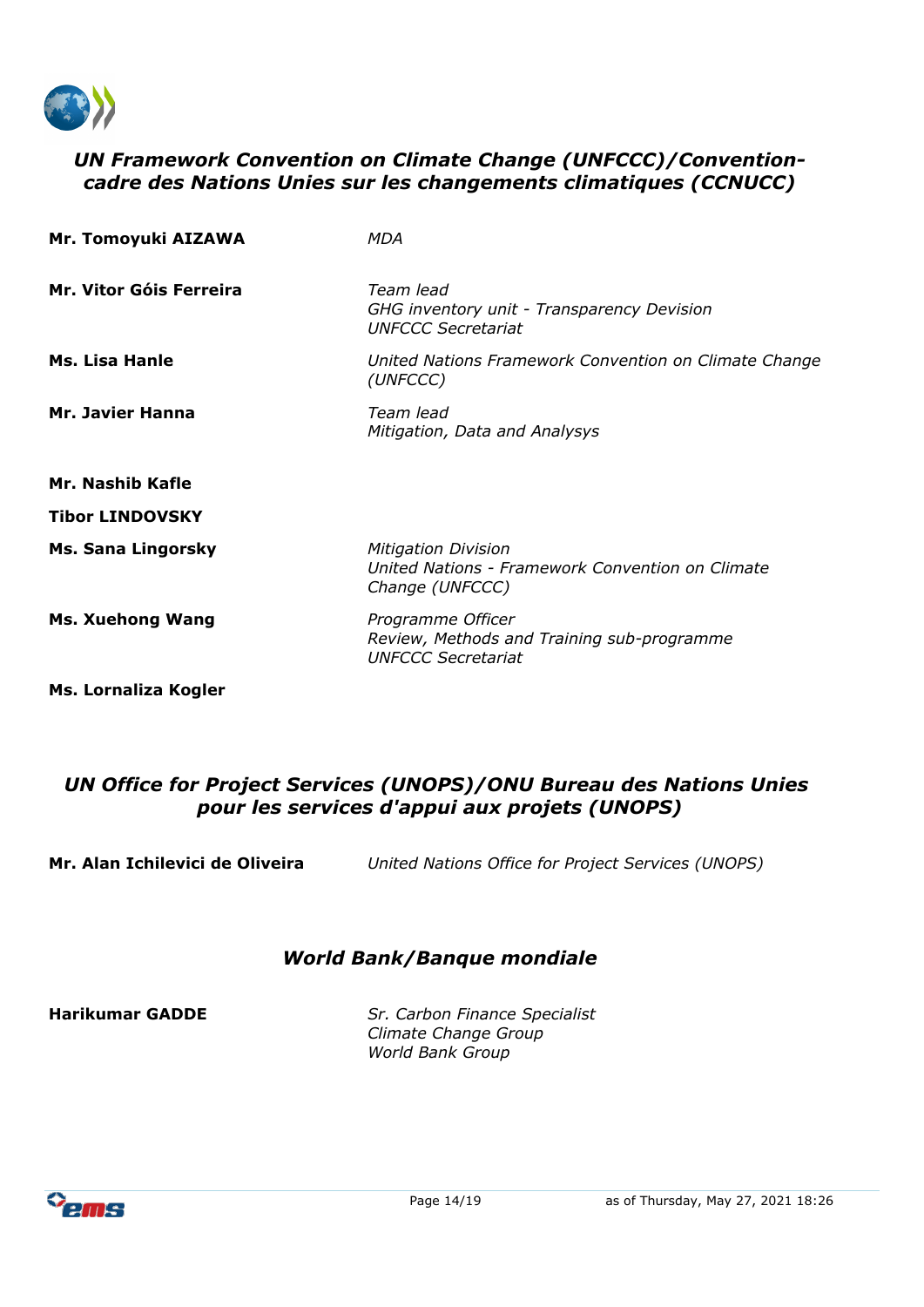## *UN Framework Convention on Climate Change (UNFCCC)/Convention-cadre des Nations Unies sur les changements climatiques (CCNUCC)*

| | |
|---|---|
| **Mr. Tomoyuki AIZAWA** | *MDA* |
| **Mr. Vitor Góis Ferreira** | *Team lead*<br>*GHG inventory unit - Transparency Devision*<br>*UNFCCC Secretariat* |
| **Ms. Lisa Hanle** | *United Nations Framework Convention on Climate Change (UNFCCC)* |
| **Mr. Javier Hanna** | *Team lead*<br>*Mitigation, Data and Analysys* |
| **Mr. Nashib Kafle** | |
| **Tibor LINDOVSKY** | |
| **Ms. Sana Lingorsky** | *Mitigation Division*<br>*United Nations - Framework Convention on Climate Change (UNFCCC)* |
| **Ms. Xuehong Wang** | *Programme Officer*<br>*Review, Methods and Training sub-programme*<br>*UNFCCC Secretariat* |
| **Ms. Lornaliza Kogler** | |

## *UN Office for Project Services (UNOPS)/ONU Bureau des Nations Unies pour les services d'appui aux projets (UNOPS)*

| | |
|---|---|
| **Mr. Alan Ichilevici de Oliveira** | *United Nations Office for Project Services (UNOPS)* |

## *World Bank/Banque mondiale*

| | |
|---|---|
| **Harikumar GADDE** | *Sr. Carbon Finance Specialist*<br>*Climate Change Group*<br>*World Bank Group* |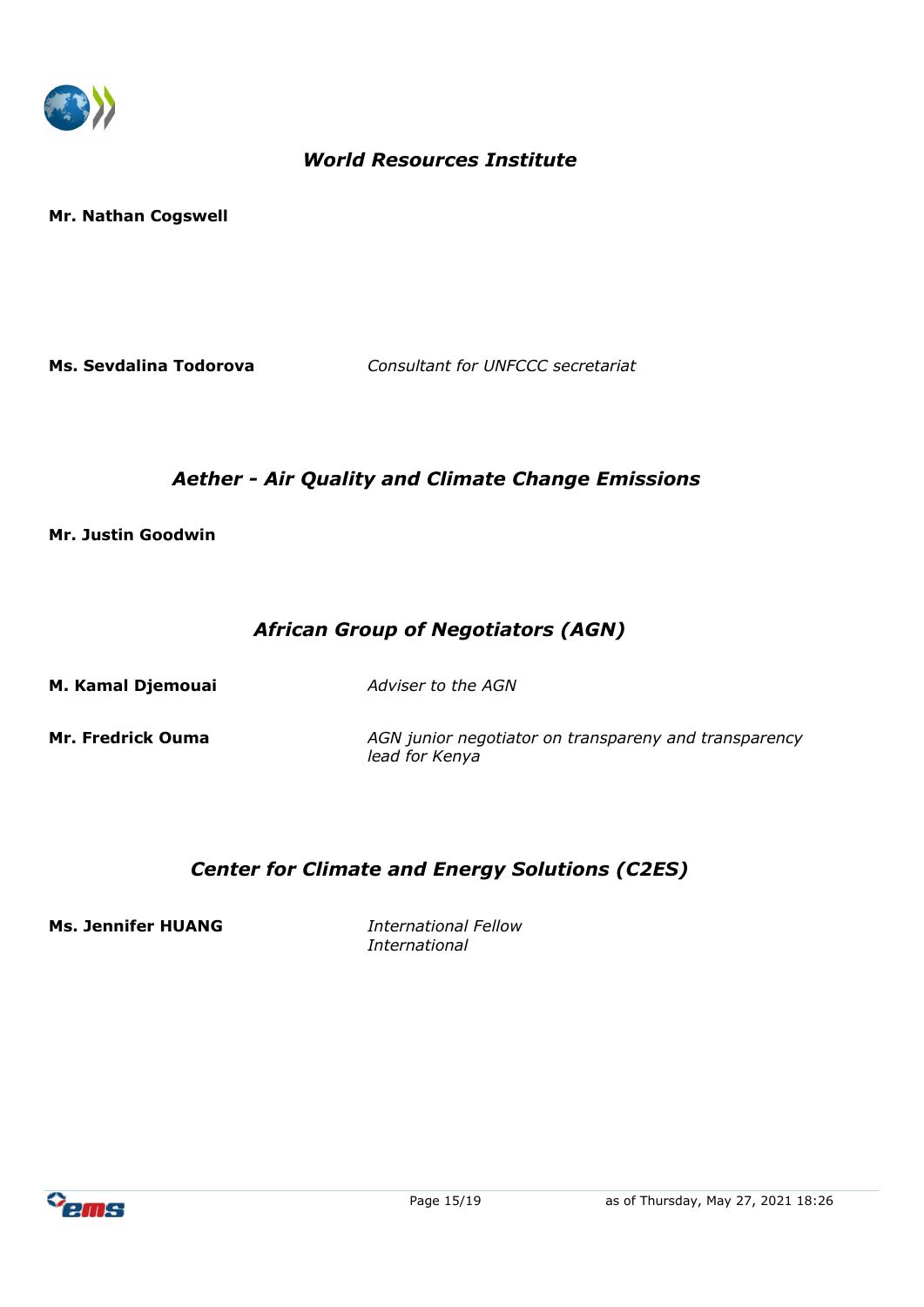## *World Resources Institute*

**Mr. Nathan Cogswell**

**Ms. Sevdalina Todorova** *Consultant for UNFCCC secretariat*

## *Aether - Air Quality and Climate Change Emissions*

**Mr. Justin Goodwin**

## *African Group of Negotiators (AGN)*

**M. Kamal Djemouai** *Adviser to the AGN*

**Mr. Fredrick Ouma** *AGN junior negotiator on transpareny and transparency lead for Kenya*

## *Center for Climate and Energy Solutions (C2ES)*

**Ms. Jennifer HUANG** *International Fellow*
*International*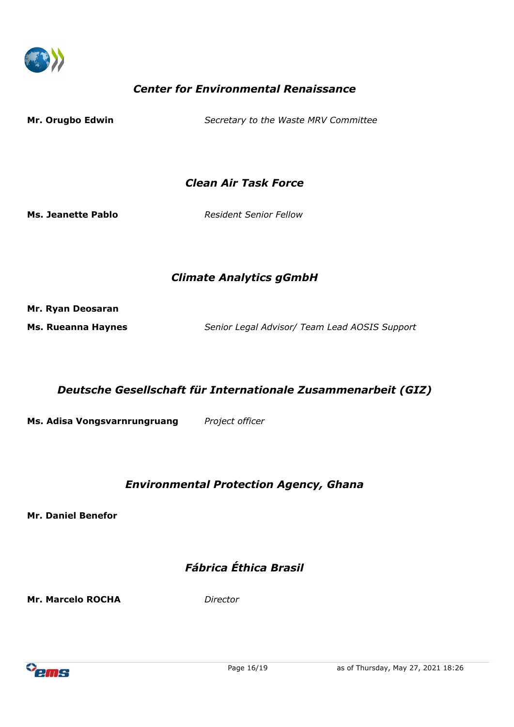### *Center for Environmental Renaissance*

**Mr. Orugbo Edwin** — *Secretary to the Waste MRV Committee*

### *Clean Air Task Force*

**Ms. Jeanette Pablo** — *Resident Senior Fellow*

### *Climate Analytics gGmbH*

**Mr. Ryan Deosaran**

**Ms. Rueanna Haynes** — *Senior Legal Advisor/ Team Lead AOSIS Support*

### *Deutsche Gesellschaft für Internationale Zusammenarbeit (GIZ)*

**Ms. Adisa Vongsvarnrungruang** — *Project officer*

### *Environmental Protection Agency, Ghana*

**Mr. Daniel Benefor**

### *Fábrica Éthica Brasil*

**Mr. Marcelo ROCHA** — *Director*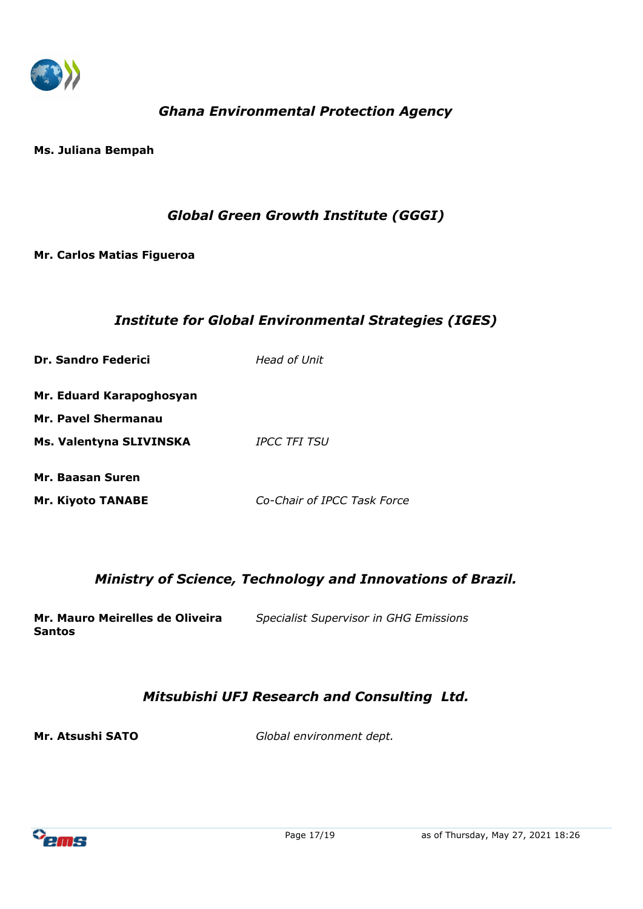## *Ghana Environmental Protection Agency*

**Ms. Juliana Bempah**

## *Global Green Growth Institute (GGGI)*

**Mr. Carlos Matias Figueroa**

## *Institute for Global Environmental Strategies (IGES)*

**Dr. Sandro Federici** — *Head of Unit*

**Mr. Eduard Karapoghosyan**

**Mr. Pavel Shermanau**

**Ms. Valentyna SLIVINSKA** — *IPCC TFI TSU*

**Mr. Baasan Suren**

**Mr. Kiyoto TANABE** — *Co-Chair of IPCC Task Force*

## *Ministry of Science, Technology and Innovations of Brazil.*

**Mr. Mauro Meirelles de Oliveira Santos** — *Specialist Supervisor in GHG Emissions*

## *Mitsubishi UFJ Research and Consulting Ltd.*

**Mr. Atsushi SATO** — *Global environment dept.*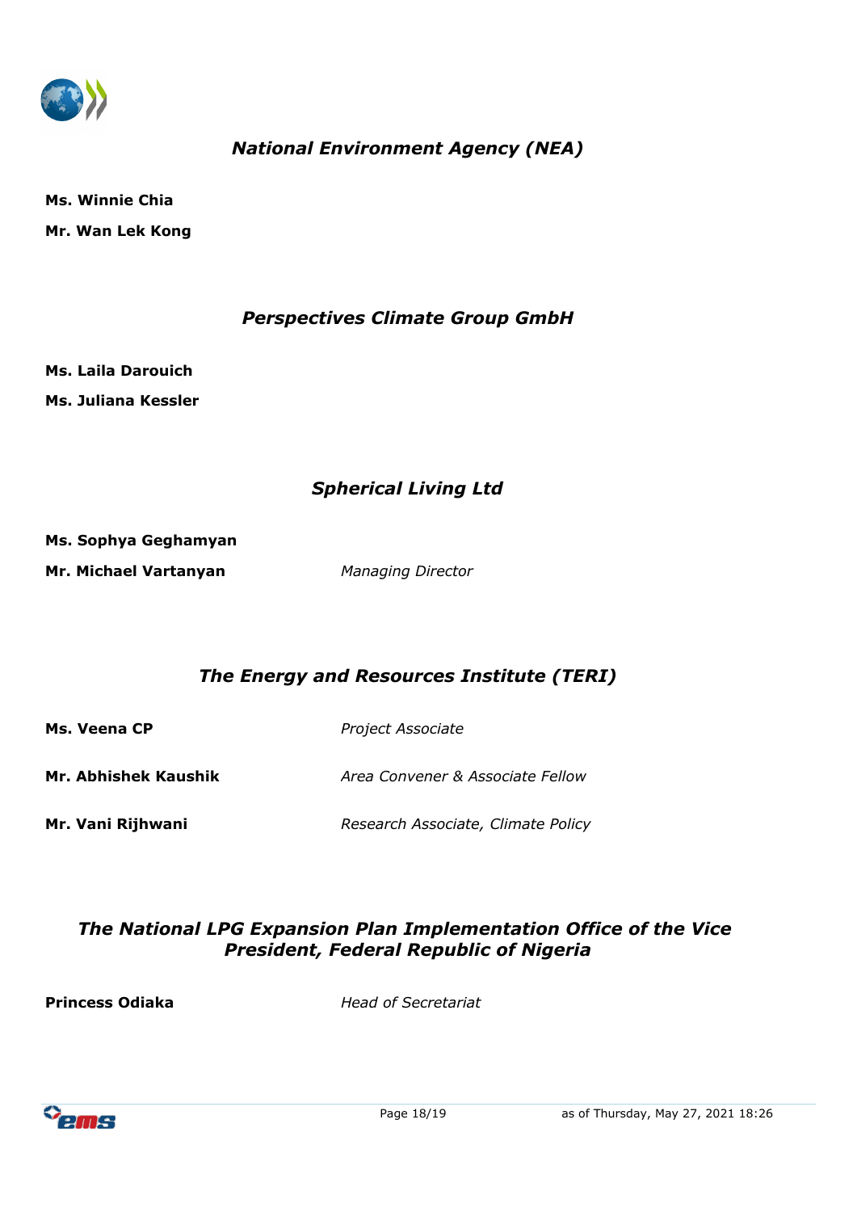### *National Environment Agency (NEA)*

**Ms. Winnie Chia**

**Mr. Wan Lek Kong**

### *Perspectives Climate Group GmbH*

**Ms. Laila Darouich**

**Ms. Juliana Kessler**

### *Spherical Living Ltd*

**Ms. Sophya Geghamyan**

**Mr. Michael Vartanyan** *Managing Director*

### *The Energy and Resources Institute (TERI)*

**Ms. Veena CP** *Project Associate*

**Mr. Abhishek Kaushik** *Area Convener & Associate Fellow*

**Mr. Vani Rijhwani** *Research Associate, Climate Policy*

### *The National LPG Expansion Plan Implementation Office of the Vice President, Federal Republic of Nigeria*

**Princess Odiaka** *Head of Secretariat*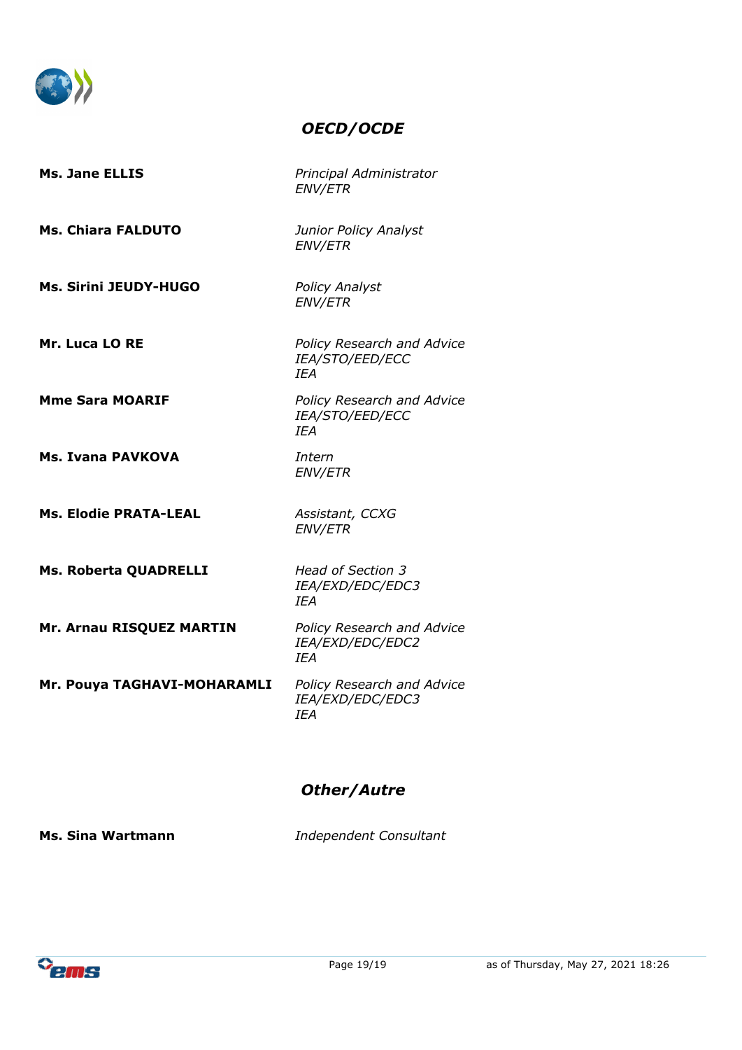## *OECD/OCDE*

| | |
|---|---|
| **Ms. Jane ELLIS** | *Principal Administrator*<br>*ENV/ETR* |
| **Ms. Chiara FALDUTO** | *Junior Policy Analyst*<br>*ENV/ETR* |
| **Ms. Sirini JEUDY-HUGO** | *Policy Analyst*<br>*ENV/ETR* |
| **Mr. Luca LO RE** | *Policy Research and Advice*<br>*IEA/STO/EED/ECC*<br>*IEA* |
| **Mme Sara MOARIF** | *Policy Research and Advice*<br>*IEA/STO/EED/ECC*<br>*IEA* |
| **Ms. Ivana PAVKOVA** | *Intern*<br>*ENV/ETR* |
| **Ms. Elodie PRATA-LEAL** | *Assistant, CCXG*<br>*ENV/ETR* |
| **Ms. Roberta QUADRELLI** | *Head of Section 3*<br>*IEA/EXD/EDC/EDC3*<br>*IEA* |
| **Mr. Arnau RISQUEZ MARTIN** | *Policy Research and Advice*<br>*IEA/EXD/EDC/EDC2*<br>*IEA* |
| **Mr. Pouya TAGHAVI-MOHARAMLI** | *Policy Research and Advice*<br>*IEA/EXD/EDC/EDC3*<br>*IEA* |

## *Other/Autre*

| | |
|---|---|
| **Ms. Sina Wartmann** | *Independent Consultant* |